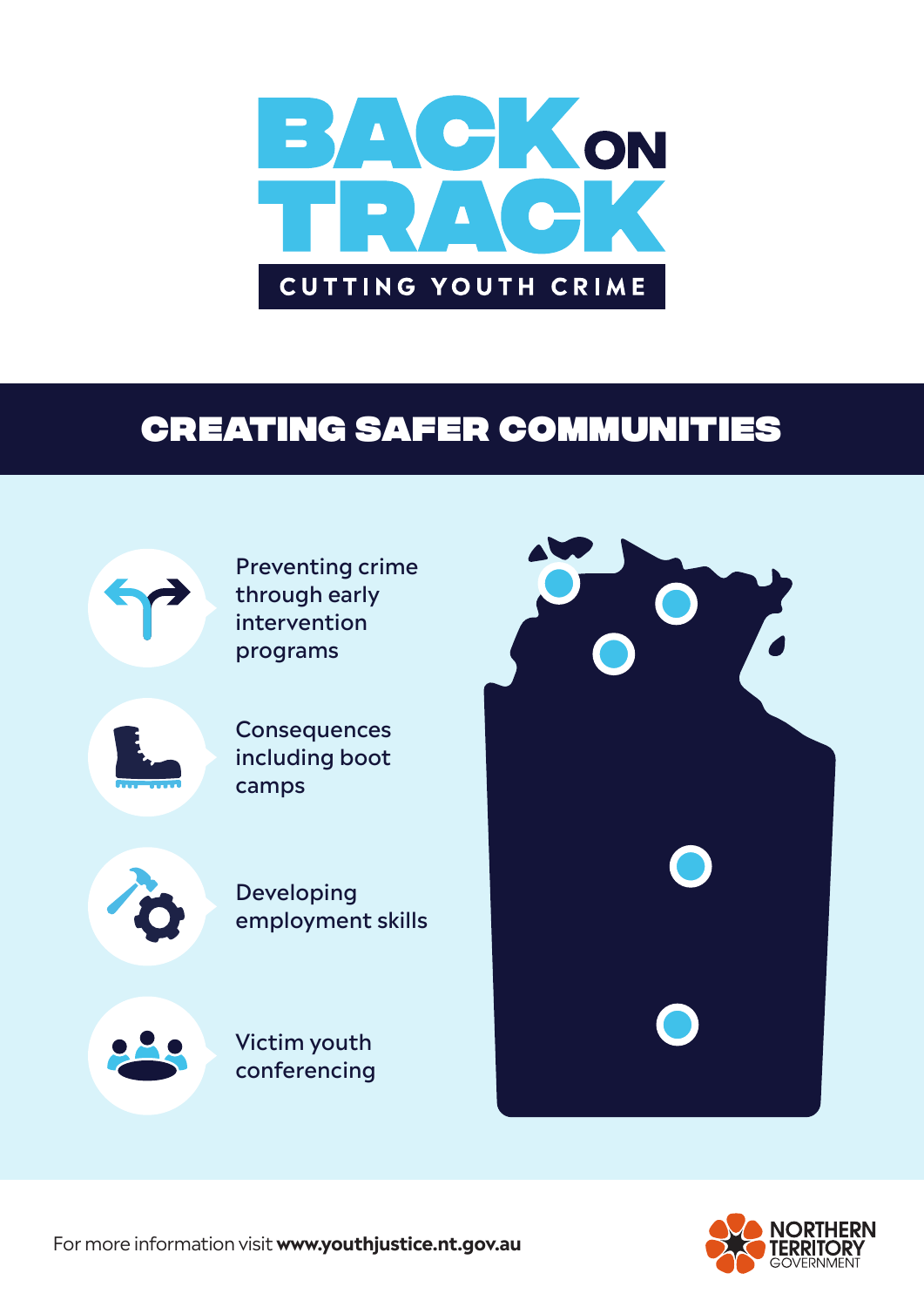# BACK ON TRACK

CUTTING YOUTH CRIME

## CREATING SAFER COMMUNITIES

- Preventing crime through early intervention programs
- Consequences including boot camps
- Developing employment skills
- Victim youth conferencing

For more information visit **www.youthjustice.nt.gov.au**

NORTHERN TERRITORY GOVERNMENT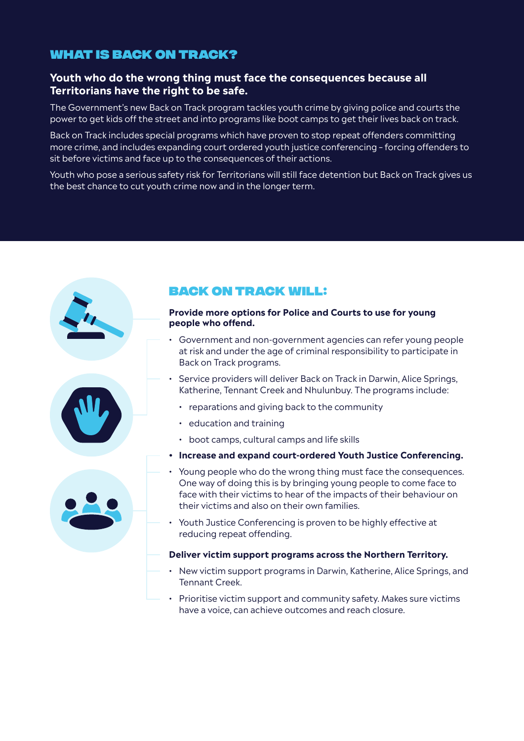## WHAT IS BACK ON TRACK?

### Youth who do the wrong thing must face the consequences because all Territorians have the right to be safe.

The Government's new Back on Track program tackles youth crime by giving police and courts the power to get kids off the street and into programs like boot camps to get their lives back on track.

Back on Track includes special programs which have proven to stop repeat offenders committing more crime, and includes expanding court ordered youth justice conferencing - forcing offenders to sit before victims and face up to the consequences of their actions.

Youth who pose a serious safety risk for Territorians will still face detention but Back on Track gives us the best chance to cut youth crime now and in the longer term.

## BACK ON TRACK WILL:

**Provide more options for Police and Courts to use for young people who offend.**

- Government and non-government agencies can refer young people at risk and under the age of criminal responsibility to participate in Back on Track programs.
- Service providers will deliver Back on Track in Darwin, Alice Springs, Katherine, Tennant Creek and Nhulunbuy. The programs include:
  - reparations and giving back to the community
  - education and training
  - boot camps, cultural camps and life skills
- **Increase and expand court-ordered Youth Justice Conferencing.**
- Young people who do the wrong thing must face the consequences. One way of doing this is by bringing young people to come face to face with their victims to hear of the impacts of their behaviour on their victims and also on their own families.
- Youth Justice Conferencing is proven to be highly effective at reducing repeat offending.

**Deliver victim support programs across the Northern Territory.**

- New victim support programs in Darwin, Katherine, Alice Springs, and Tennant Creek.
- Prioritise victim support and community safety. Makes sure victims have a voice, can achieve outcomes and reach closure.